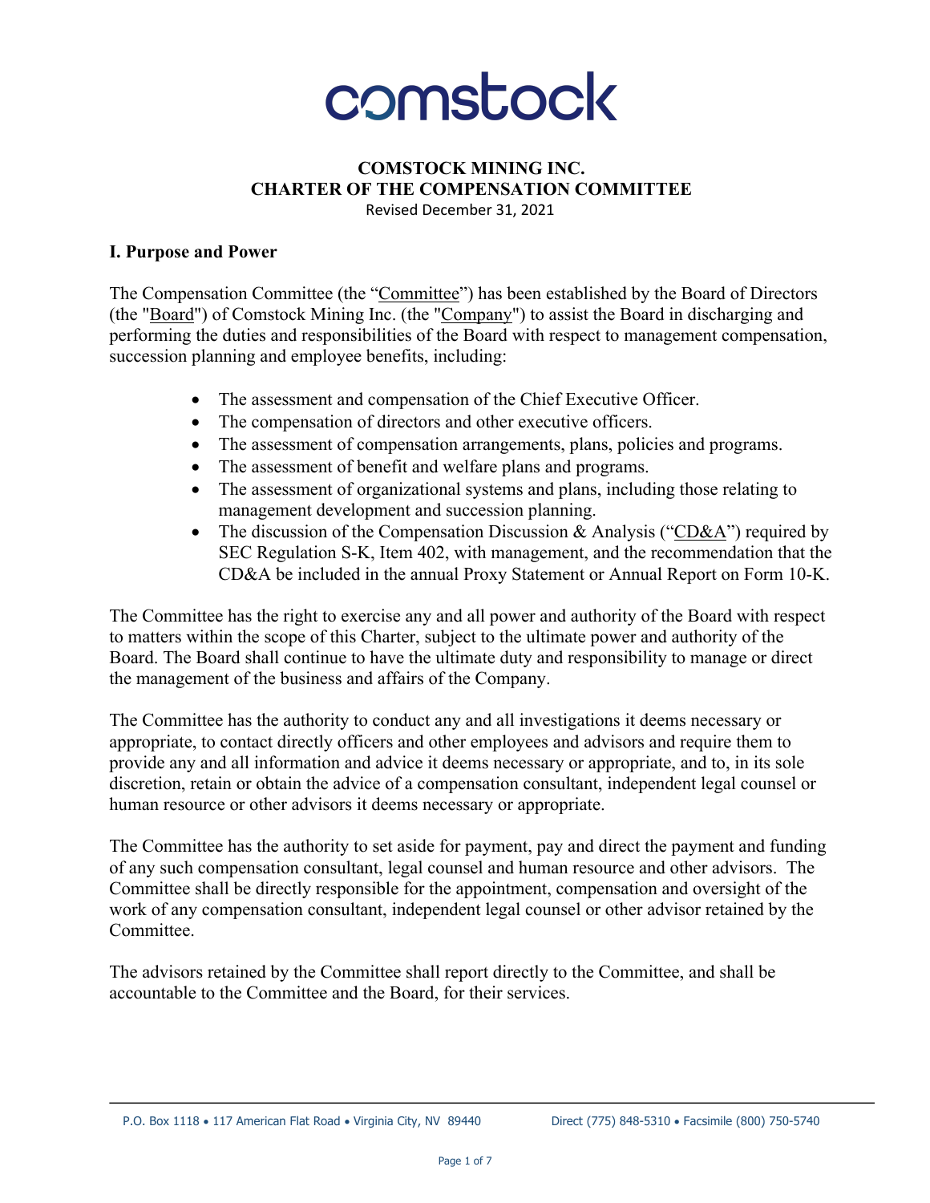comstock

# COMSTOCK MINING INC.
# CHARTER OF THE COMPENSATION COMMITTEE

Revised December 31, 2021

## I. Purpose and Power

The Compensation Committee (the "Committee") has been established by the Board of Directors (the "Board") of Comstock Mining Inc. (the "Company") to assist the Board in discharging and performing the duties and responsibilities of the Board with respect to management compensation, succession planning and employee benefits, including:

- The assessment and compensation of the Chief Executive Officer.
- The compensation of directors and other executive officers.
- The assessment of compensation arrangements, plans, policies and programs.
- The assessment of benefit and welfare plans and programs.
- The assessment of organizational systems and plans, including those relating to management development and succession planning.
- The discussion of the Compensation Discussion & Analysis ("CD&A") required by SEC Regulation S-K, Item 402, with management, and the recommendation that the CD&A be included in the annual Proxy Statement or Annual Report on Form 10-K.

The Committee has the right to exercise any and all power and authority of the Board with respect to matters within the scope of this Charter, subject to the ultimate power and authority of the Board. The Board shall continue to have the ultimate duty and responsibility to manage or direct the management of the business and affairs of the Company.

The Committee has the authority to conduct any and all investigations it deems necessary or appropriate, to contact directly officers and other employees and advisors and require them to provide any and all information and advice it deems necessary or appropriate, and to, in its sole discretion, retain or obtain the advice of a compensation consultant, independent legal counsel or human resource or other advisors it deems necessary or appropriate.

The Committee has the authority to set aside for payment, pay and direct the payment and funding of any such compensation consultant, legal counsel and human resource and other advisors. The Committee shall be directly responsible for the appointment, compensation and oversight of the work of any compensation consultant, independent legal counsel or other advisor retained by the Committee.

The advisors retained by the Committee shall report directly to the Committee, and shall be accountable to the Committee and the Board, for their services.

P.O. Box 1118 • 117 American Flat Road • Virginia City, NV 89440 Direct (775) 848-5310 • Facsimile (800) 750-5740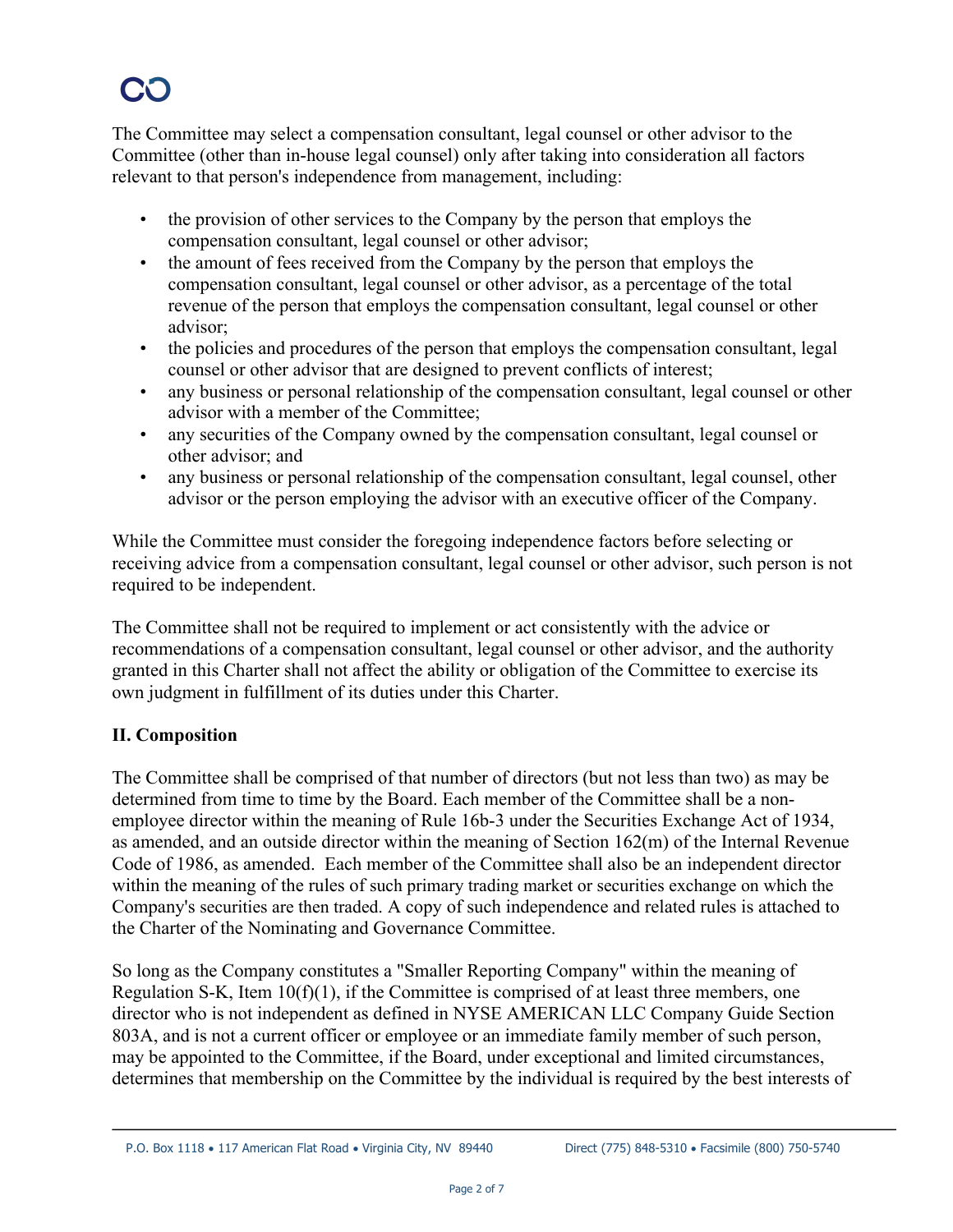The Committee may select a compensation consultant, legal counsel or other advisor to the Committee (other than in-house legal counsel) only after taking into consideration all factors relevant to that person's independence from management, including:

- the provision of other services to the Company by the person that employs the compensation consultant, legal counsel or other advisor;
- the amount of fees received from the Company by the person that employs the compensation consultant, legal counsel or other advisor, as a percentage of the total revenue of the person that employs the compensation consultant, legal counsel or other advisor;
- the policies and procedures of the person that employs the compensation consultant, legal counsel or other advisor that are designed to prevent conflicts of interest;
- any business or personal relationship of the compensation consultant, legal counsel or other advisor with a member of the Committee;
- any securities of the Company owned by the compensation consultant, legal counsel or other advisor; and
- any business or personal relationship of the compensation consultant, legal counsel, other advisor or the person employing the advisor with an executive officer of the Company.

While the Committee must consider the foregoing independence factors before selecting or receiving advice from a compensation consultant, legal counsel or other advisor, such person is not required to be independent.

The Committee shall not be required to implement or act consistently with the advice or recommendations of a compensation consultant, legal counsel or other advisor, and the authority granted in this Charter shall not affect the ability or obligation of the Committee to exercise its own judgment in fulfillment of its duties under this Charter.

## II. Composition

The Committee shall be comprised of that number of directors (but not less than two) as may be determined from time to time by the Board. Each member of the Committee shall be a non-employee director within the meaning of Rule 16b-3 under the Securities Exchange Act of 1934, as amended, and an outside director within the meaning of Section 162(m) of the Internal Revenue Code of 1986, as amended. Each member of the Committee shall also be an independent director within the meaning of the rules of such primary trading market or securities exchange on which the Company's securities are then traded. A copy of such independence and related rules is attached to the Charter of the Nominating and Governance Committee.

So long as the Company constitutes a "Smaller Reporting Company" within the meaning of Regulation S-K, Item 10(f)(1), if the Committee is comprised of at least three members, one director who is not independent as defined in NYSE AMERICAN LLC Company Guide Section 803A, and is not a current officer or employee or an immediate family member of such person, may be appointed to the Committee, if the Board, under exceptional and limited circumstances, determines that membership on the Committee by the individual is required by the best interests of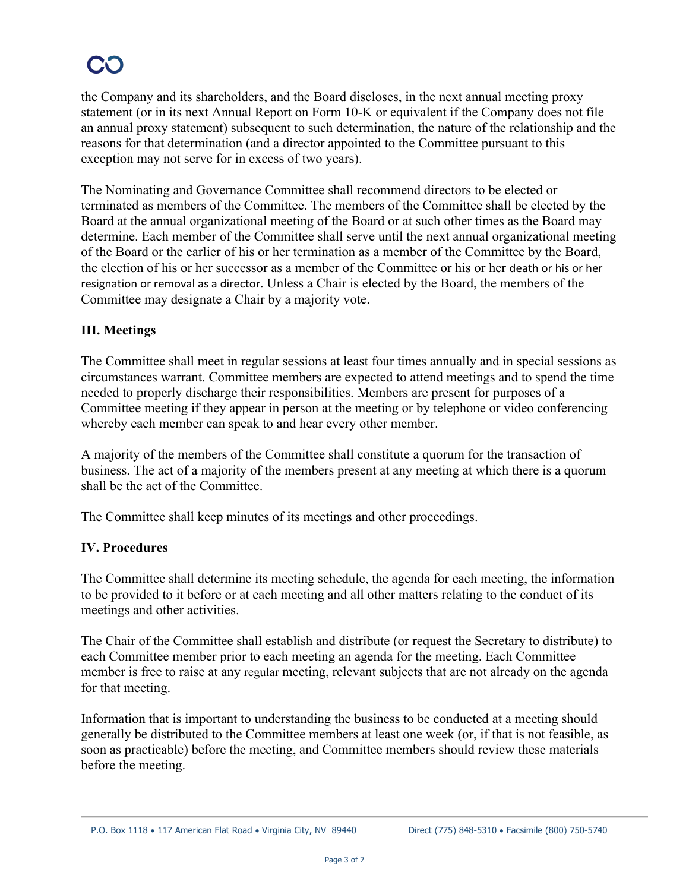the Company and its shareholders, and the Board discloses, in the next annual meeting proxy statement (or in its next Annual Report on Form 10-K or equivalent if the Company does not file an annual proxy statement) subsequent to such determination, the nature of the relationship and the reasons for that determination (and a director appointed to the Committee pursuant to this exception may not serve for in excess of two years).

The Nominating and Governance Committee shall recommend directors to be elected or terminated as members of the Committee. The members of the Committee shall be elected by the Board at the annual organizational meeting of the Board or at such other times as the Board may determine. Each member of the Committee shall serve until the next annual organizational meeting of the Board or the earlier of his or her termination as a member of the Committee by the Board, the election of his or her successor as a member of the Committee or his or her death or his or her resignation or removal as a director. Unless a Chair is elected by the Board, the members of the Committee may designate a Chair by a majority vote.

## III. Meetings

The Committee shall meet in regular sessions at least four times annually and in special sessions as circumstances warrant. Committee members are expected to attend meetings and to spend the time needed to properly discharge their responsibilities. Members are present for purposes of a Committee meeting if they appear in person at the meeting or by telephone or video conferencing whereby each member can speak to and hear every other member.

A majority of the members of the Committee shall constitute a quorum for the transaction of business. The act of a majority of the members present at any meeting at which there is a quorum shall be the act of the Committee.

The Committee shall keep minutes of its meetings and other proceedings.

## IV. Procedures

The Committee shall determine its meeting schedule, the agenda for each meeting, the information to be provided to it before or at each meeting and all other matters relating to the conduct of its meetings and other activities.

The Chair of the Committee shall establish and distribute (or request the Secretary to distribute) to each Committee member prior to each meeting an agenda for the meeting. Each Committee member is free to raise at any regular meeting, relevant subjects that are not already on the agenda for that meeting.

Information that is important to understanding the business to be conducted at a meeting should generally be distributed to the Committee members at least one week (or, if that is not feasible, as soon as practicable) before the meeting, and Committee members should review these materials before the meeting.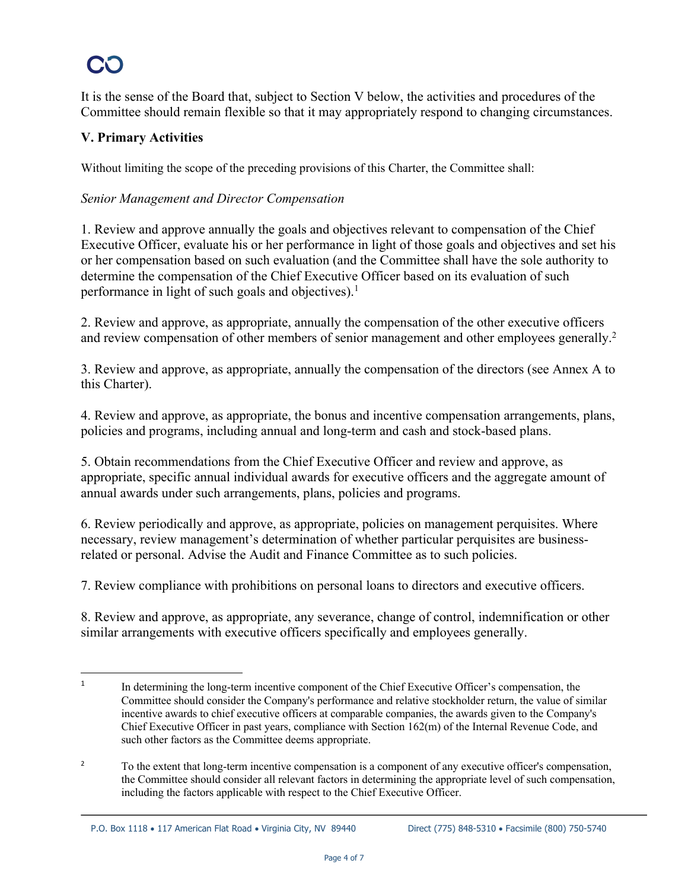It is the sense of the Board that, subject to Section V below, the activities and procedures of the Committee should remain flexible so that it may appropriately respond to changing circumstances.

## V. Primary Activities

Without limiting the scope of the preceding provisions of this Charter, the Committee shall:

*Senior Management and Director Compensation*

1. Review and approve annually the goals and objectives relevant to compensation of the Chief Executive Officer, evaluate his or her performance in light of those goals and objectives and set his or her compensation based on such evaluation (and the Committee shall have the sole authority to determine the compensation of the Chief Executive Officer based on its evaluation of such performance in light of such goals and objectives).[1]

2. Review and approve, as appropriate, annually the compensation of the other executive officers and review compensation of other members of senior management and other employees generally.[2]

3. Review and approve, as appropriate, annually the compensation of the directors (see Annex A to this Charter).

4. Review and approve, as appropriate, the bonus and incentive compensation arrangements, plans, policies and programs, including annual and long-term and cash and stock-based plans.

5. Obtain recommendations from the Chief Executive Officer and review and approve, as appropriate, specific annual individual awards for executive officers and the aggregate amount of annual awards under such arrangements, plans, policies and programs.

6. Review periodically and approve, as appropriate, policies on management perquisites. Where necessary, review management's determination of whether particular perquisites are business-related or personal. Advise the Audit and Finance Committee as to such policies.

7. Review compliance with prohibitions on personal loans to directors and executive officers.

8. Review and approve, as appropriate, any severance, change of control, indemnification or other similar arrangements with executive officers specifically and employees generally.

---

[1] In determining the long-term incentive component of the Chief Executive Officer's compensation, the Committee should consider the Company's performance and relative stockholder return, the value of similar incentive awards to chief executive officers at comparable companies, the awards given to the Company's Chief Executive Officer in past years, compliance with Section 162(m) of the Internal Revenue Code, and such other factors as the Committee deems appropriate.

[2] To the extent that long-term incentive compensation is a component of any executive officer's compensation, the Committee should consider all relevant factors in determining the appropriate level of such compensation, including the factors applicable with respect to the Chief Executive Officer.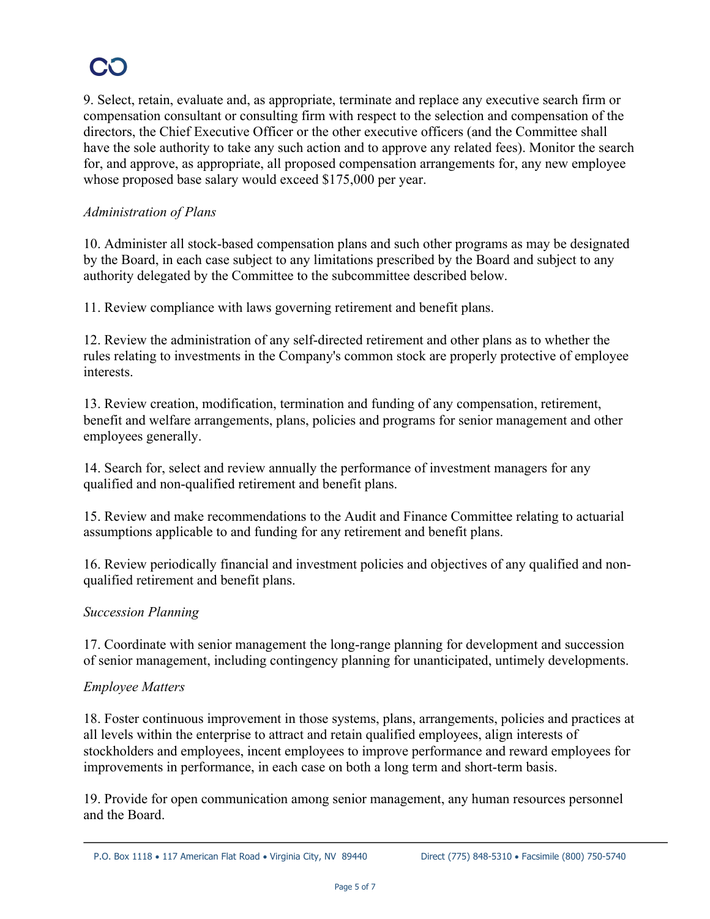9. Select, retain, evaluate and, as appropriate, terminate and replace any executive search firm or compensation consultant or consulting firm with respect to the selection and compensation of the directors, the Chief Executive Officer or the other executive officers (and the Committee shall have the sole authority to take any such action and to approve any related fees). Monitor the search for, and approve, as appropriate, all proposed compensation arrangements for, any new employee whose proposed base salary would exceed $175,000 per year.

*Administration of Plans*

10. Administer all stock-based compensation plans and such other programs as may be designated by the Board, in each case subject to any limitations prescribed by the Board and subject to any authority delegated by the Committee to the subcommittee described below.

11. Review compliance with laws governing retirement and benefit plans.

12. Review the administration of any self-directed retirement and other plans as to whether the rules relating to investments in the Company's common stock are properly protective of employee interests.

13. Review creation, modification, termination and funding of any compensation, retirement, benefit and welfare arrangements, plans, policies and programs for senior management and other employees generally.

14. Search for, select and review annually the performance of investment managers for any qualified and non-qualified retirement and benefit plans.

15. Review and make recommendations to the Audit and Finance Committee relating to actuarial assumptions applicable to and funding for any retirement and benefit plans.

16. Review periodically financial and investment policies and objectives of any qualified and non-qualified retirement and benefit plans.

*Succession Planning*

17. Coordinate with senior management the long-range planning for development and succession of senior management, including contingency planning for unanticipated, untimely developments.

*Employee Matters*

18. Foster continuous improvement in those systems, plans, arrangements, policies and practices at all levels within the enterprise to attract and retain qualified employees, align interests of stockholders and employees, incent employees to improve performance and reward employees for improvements in performance, in each case on both a long term and short-term basis.

19. Provide for open communication among senior management, any human resources personnel and the Board.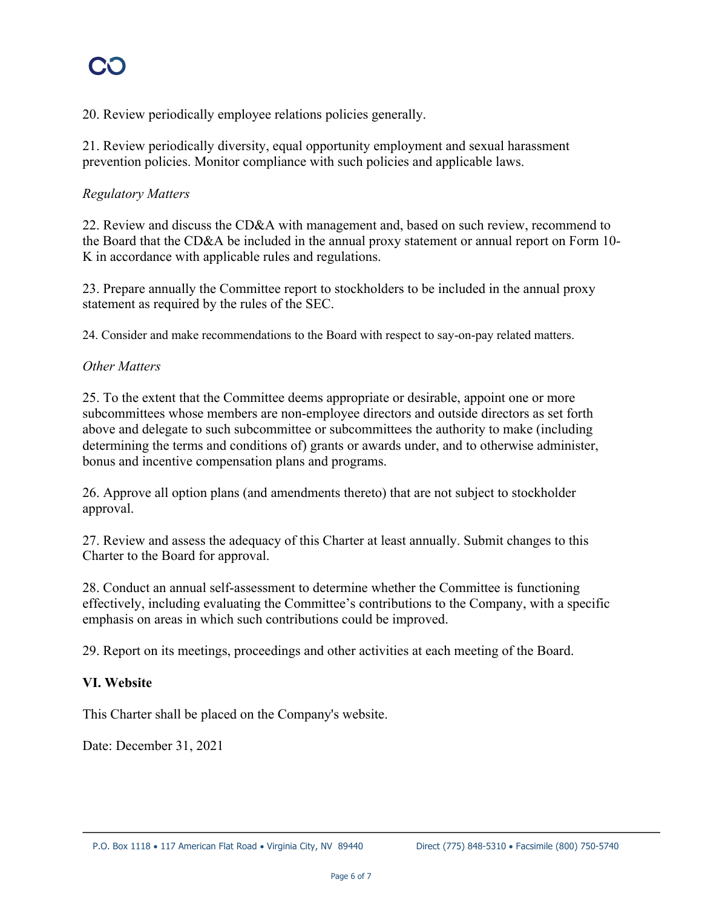20. Review periodically employee relations policies generally.

21. Review periodically diversity, equal opportunity employment and sexual harassment prevention policies. Monitor compliance with such policies and applicable laws.

*Regulatory Matters*

22. Review and discuss the CD&A with management and, based on such review, recommend to the Board that the CD&A be included in the annual proxy statement or annual report on Form 10-K in accordance with applicable rules and regulations.

23. Prepare annually the Committee report to stockholders to be included in the annual proxy statement as required by the rules of the SEC.

24. Consider and make recommendations to the Board with respect to say-on-pay related matters.

*Other Matters*

25. To the extent that the Committee deems appropriate or desirable, appoint one or more subcommittees whose members are non-employee directors and outside directors as set forth above and delegate to such subcommittee or subcommittees the authority to make (including determining the terms and conditions of) grants or awards under, and to otherwise administer, bonus and incentive compensation plans and programs.

26. Approve all option plans (and amendments thereto) that are not subject to stockholder approval.

27. Review and assess the adequacy of this Charter at least annually. Submit changes to this Charter to the Board for approval.

28. Conduct an annual self-assessment to determine whether the Committee is functioning effectively, including evaluating the Committee's contributions to the Company, with a specific emphasis on areas in which such contributions could be improved.

29. Report on its meetings, proceedings and other activities at each meeting of the Board.

**VI. Website**

This Charter shall be placed on the Company's website.

Date: December 31, 2021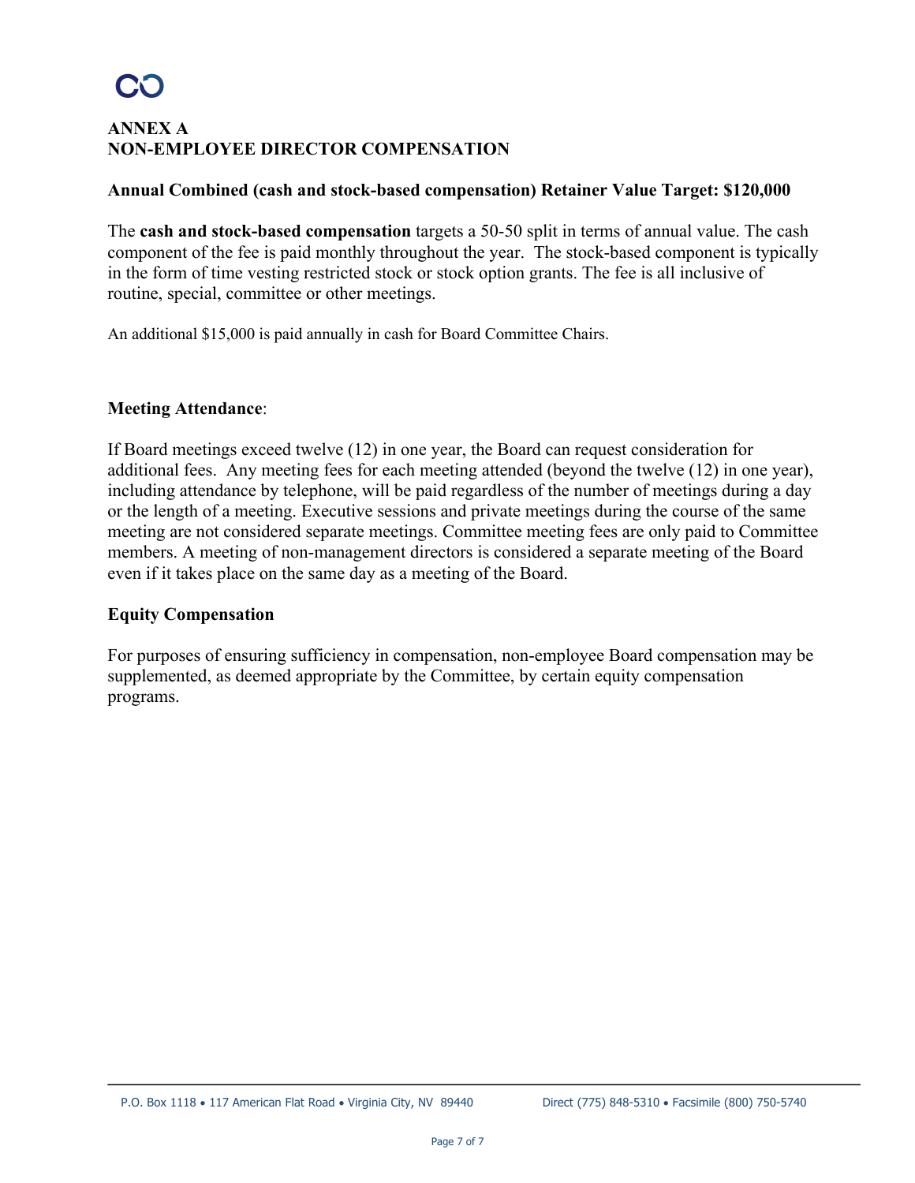## ANNEX A
## NON-EMPLOYEE DIRECTOR COMPENSATION

**Annual Combined (cash and stock-based compensation) Retainer Value Target: $120,000**

The **cash and stock-based compensation** targets a 50-50 split in terms of annual value. The cash component of the fee is paid monthly throughout the year. The stock-based component is typically in the form of time vesting restricted stock or stock option grants. The fee is all inclusive of routine, special, committee or other meetings.

An additional $15,000 is paid annually in cash for Board Committee Chairs.

**Meeting Attendance**:

If Board meetings exceed twelve (12) in one year, the Board can request consideration for additional fees. Any meeting fees for each meeting attended (beyond the twelve (12) in one year), including attendance by telephone, will be paid regardless of the number of meetings during a day or the length of a meeting. Executive sessions and private meetings during the course of the same meeting are not considered separate meetings. Committee meeting fees are only paid to Committee members. A meeting of non-management directors is considered a separate meeting of the Board even if it takes place on the same day as a meeting of the Board.

**Equity Compensation**

For purposes of ensuring sufficiency in compensation, non-employee Board compensation may be supplemented, as deemed appropriate by the Committee, by certain equity compensation programs.